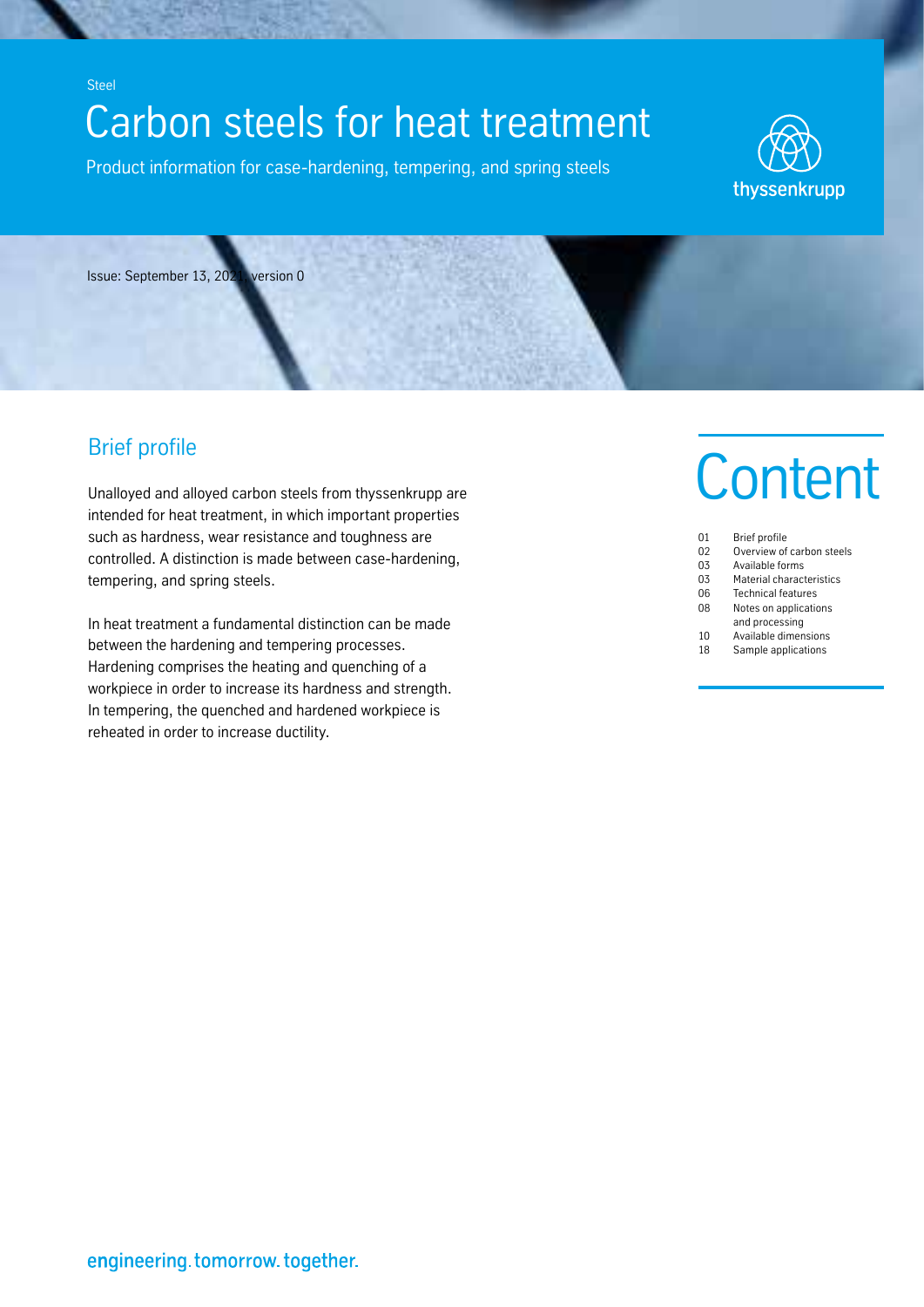Steel

# Carbon steels for heat treatment

Product information for case-hardening, tempering, and spring steels

thyssenkrupp

Issue: September 13, 2021, version 0

## Brief profile

Unalloyed and alloyed carbon steels from thyssenkrupp are intended for heat treatment, in which important properties such as hardness, wear resistance and toughness are controlled. A distinction is made between case-hardening, tempering, and spring steels.

In heat treatment a fundamental distinction can be made between the hardening and tempering processes. Hardening comprises the heating and quenching of a workpiece in order to increase its hardness and strength. In tempering, the quenched and hardened workpiece is reheated in order to increase ductility.

## Content

| | |
|---|---|
| 01 | Brief profile |
| 02 | Overview of carbon steels |
| 03 | Available forms |
| 03 | Material characteristics |
| 06 | Technical features |
| 08 | Notes on applications and processing |
| 10 | Available dimensions |
| 18 | Sample applications |

engineering.tomorrow.together.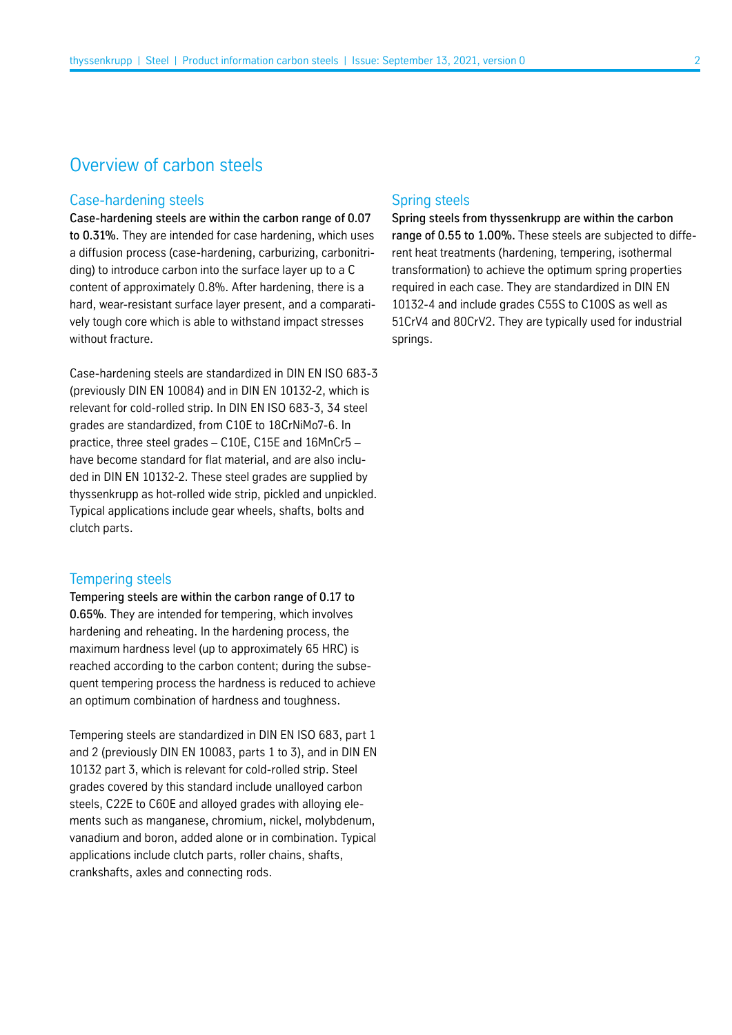# Overview of carbon steels

## Case-hardening steels

**Case-hardening steels are within the carbon range of 0.07 to 0.31%**. They are intended for case hardening, which uses a diffusion process (case-hardening, carburizing, carbonitriding) to introduce carbon into the surface layer up to a C content of approximately 0.8%. After hardening, there is a hard, wear-resistant surface layer present, and a comparatively tough core which is able to withstand impact stresses without fracture.

Case-hardening steels are standardized in DIN EN ISO 683-3 (previously DIN EN 10084) and in DIN EN 10132-2, which is relevant for cold-rolled strip. In DIN EN ISO 683-3, 34 steel grades are standardized, from C10E to 18CrNiMo7-6. In practice, three steel grades – C10E, C15E and 16MnCr5 – have become standard for flat material, and are also included in DIN EN 10132-2. These steel grades are supplied by thyssenkrupp as hot-rolled wide strip, pickled and unpickled. Typical applications include gear wheels, shafts, bolts and clutch parts.

## Tempering steels

**Tempering steels are within the carbon range of 0.17 to 0.65%**. They are intended for tempering, which involves hardening and reheating. In the hardening process, the maximum hardness level (up to approximately 65 HRC) is reached according to the carbon content; during the subsequent tempering process the hardness is reduced to achieve an optimum combination of hardness and toughness.

Tempering steels are standardized in DIN EN ISO 683, part 1 and 2 (previously DIN EN 10083, parts 1 to 3), and in DIN EN 10132 part 3, which is relevant for cold-rolled strip. Steel grades covered by this standard include unalloyed carbon steels, C22E to C60E and alloyed grades with alloying elements such as manganese, chromium, nickel, molybdenum, vanadium and boron, added alone or in combination. Typical applications include clutch parts, roller chains, shafts, crankshafts, axles and connecting rods.

## Spring steels

**Spring steels from thyssenkrupp are within the carbon range of 0.55 to 1.00%.** These steels are subjected to different heat treatments (hardening, tempering, isothermal transformation) to achieve the optimum spring properties required in each case. They are standardized in DIN EN 10132-4 and include grades C55S to C100S as well as 51CrV4 and 80CrV2. They are typically used for industrial springs.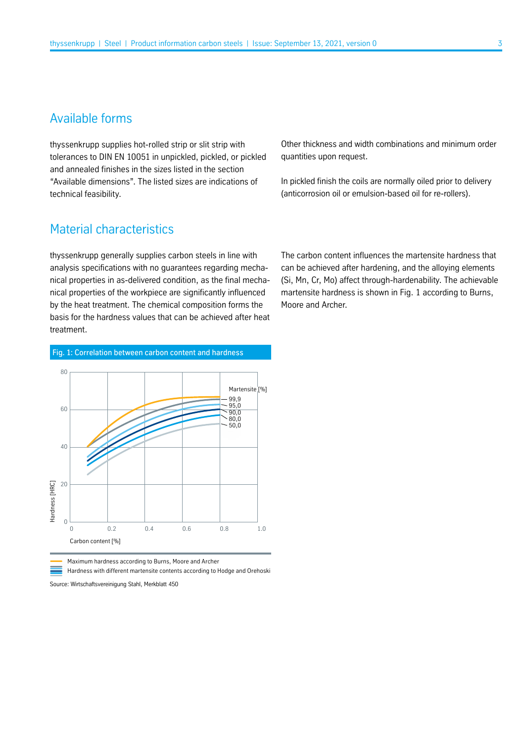## Available forms

thyssenkrupp supplies hot-rolled strip or slit strip with tolerances to DIN EN 10051 in unpickled, pickled, or pickled and annealed finishes in the sizes listed in the section “Available dimensions”. The listed sizes are indications of technical feasibility.

Other thickness and width combinations and minimum order quantities upon request.

In pickled finish the coils are normally oiled prior to delivery (anticorrosion oil or emulsion-based oil for re-rollers).

## Material characteristics

thyssenkrupp generally supplies carbon steels in line with analysis specifications with no guarantees regarding mechanical properties in as-delivered condition, as the final mechanical properties of the workpiece are significantly influenced by the heat treatment. The chemical composition forms the basis for the hardness values that can be achieved after heat treatment.

The carbon content influences the martensite hardness that can be achieved after hardening, and the alloying elements (Si, Mn, Cr, Mo) affect through-hardenability. The achievable martensite hardness is shown in Fig. 1 according to Burns, Moore and Archer.

Fig. 1: Correlation between carbon content and hardness

Maximum hardness according to Burns, Moore and Archer

Hardness with different martensite contents according to Hodge and Orehoski

Source: Wirtschaftsvereinigung Stahl, Merkblatt 450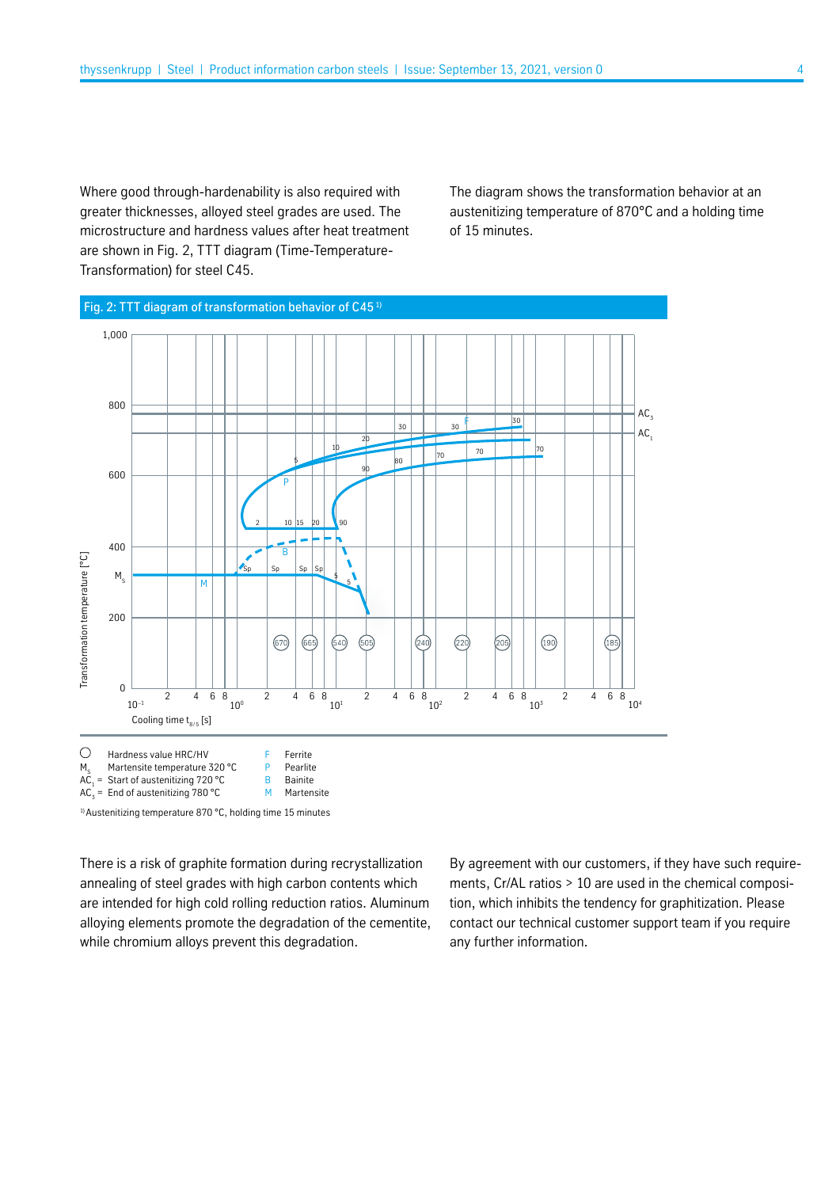Where good through-hardenability is also required with greater thicknesses, alloyed steel grades are used. The microstructure and hardness values after heat treatment are shown in Fig. 2, TTT diagram (Time-Temperature-Transformation) for steel C45.

The diagram shows the transformation behavior at an austenitizing temperature of 870°C and a holding time of 15 minutes.

Fig. 2: TTT diagram of transformation behavior of C45 [1)]

○ Hardness value HRC/HV
$M_s$ Martensite temperature 320 °C
$AC_1$ = Start of austenitizing 720 °C
$AC_3$ = End of austenitizing 780 °C

F Ferrite
P Pearlite
B Bainite
M Martensite

[1)] Austenitizing temperature 870 °C, holding time 15 minutes

There is a risk of graphite formation during recrystallization annealing of steel grades with high carbon contents which are intended for high cold rolling reduction ratios. Aluminum alloying elements promote the degradation of the cementite, while chromium alloys prevent this degradation.

By agreement with our customers, if they have such requirements, Cr/AL ratios > 10 are used in the chemical composition, which inhibits the tendency for graphitization. Please contact our technical customer support team if you require any further information.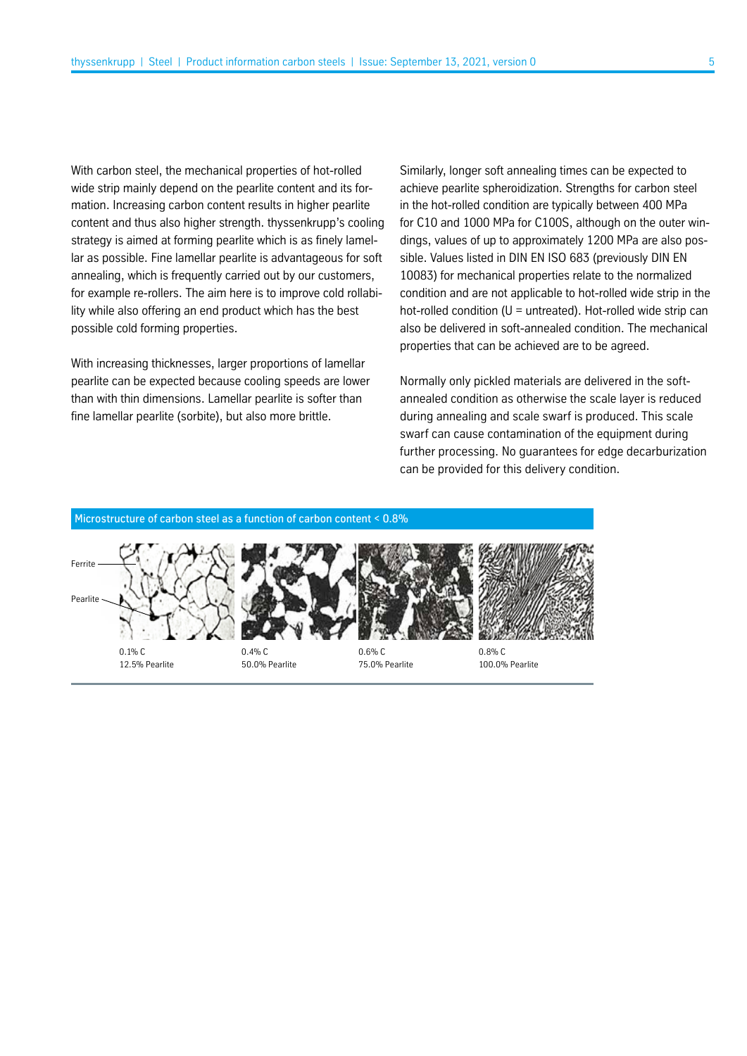With carbon steel, the mechanical properties of hot-rolled wide strip mainly depend on the pearlite content and its formation. Increasing carbon content results in higher pearlite content and thus also higher strength. thyssenkrupp's cooling strategy is aimed at forming pearlite which is as finely lamellar as possible. Fine lamellar pearlite is advantageous for soft annealing, which is frequently carried out by our customers, for example re-rollers. The aim here is to improve cold rollability while also offering an end product which has the best possible cold forming properties.

With increasing thicknesses, larger proportions of lamellar pearlite can be expected because cooling speeds are lower than with thin dimensions. Lamellar pearlite is softer than fine lamellar pearlite (sorbite), but also more brittle.

Similarly, longer soft annealing times can be expected to achieve pearlite spheroidization. Strengths for carbon steel in the hot-rolled condition are typically between 400 MPa for C10 and 1000 MPa for C100S, although on the outer windings, values of up to approximately 1200 MPa are also possible. Values listed in DIN EN ISO 683 (previously DIN EN 10083) for mechanical properties relate to the normalized condition and are not applicable to hot-rolled wide strip in the hot-rolled condition (U = untreated). Hot-rolled wide strip can also be delivered in soft-annealed condition. The mechanical properties that can be achieved are to be agreed.

Normally only pickled materials are delivered in the soft-annealed condition as otherwise the scale layer is reduced during annealing and scale swarf is produced. This scale swarf can cause contamination of the equipment during further processing. No guarantees for edge decarburization can be provided for this delivery condition.

**Microstructure of carbon steel as a function of carbon content < 0.8%**

Ferrite

Pearlite

0.1% C
12.5% Pearlite

0.4% C
50.0% Pearlite

0.6% C
75.0% Pearlite

0.8% C
100.0% Pearlite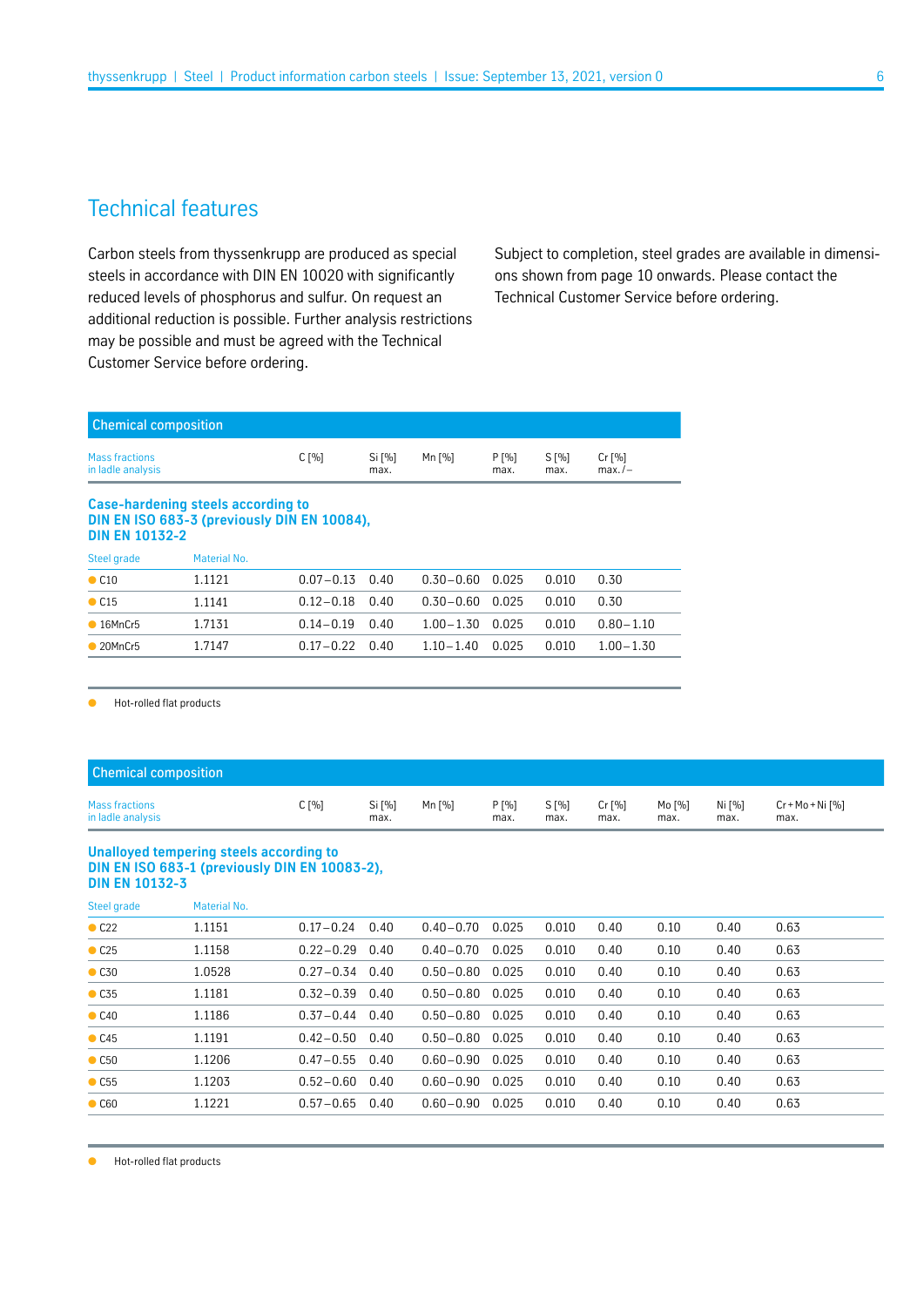## Technical features

Carbon steels from thyssenkrupp are produced as special steels in accordance with DIN EN 10020 with significantly reduced levels of phosphorus and sulfur. On request an additional reduction is possible. Further analysis restrictions may be possible and must be agreed with the Technical Customer Service before ordering.

Subject to completion, steel grades are available in dimensions shown from page 10 onwards. Please contact the Technical Customer Service before ordering.

**Chemical composition**

| Mass fractions in ladle analysis | | C [%] | Si [%] max. | Mn [%] | P [%] max. | S [%] max. | Cr [%] max. / – |
|---|---|---|---|---|---|---|---|
| **Case-hardening steels according to DIN EN ISO 683-3 (previously DIN EN 10084), DIN EN 10132-2** | | | | | | | |
| Steel grade | Material No. | | | | | | |
| ● C10 | 1.1121 | 0.07 – 0.13 | 0.40 | 0.30 – 0.60 | 0.025 | 0.010 | 0.30 |
| ● C15 | 1.1141 | 0.12 – 0.18 | 0.40 | 0.30 – 0.60 | 0.025 | 0.010 | 0.30 |
| ● 16MnCr5 | 1.7131 | 0.14 – 0.19 | 0.40 | 1.00 – 1.30 | 0.025 | 0.010 | 0.80 – 1.10 |
| ● 20MnCr5 | 1.7147 | 0.17 – 0.22 | 0.40 | 1.10 – 1.40 | 0.025 | 0.010 | 1.00 – 1.30 |

● Hot-rolled flat products

**Chemical composition**

| Mass fractions in ladle analysis | | C [%] | Si [%] max. | Mn [%] | P [%] max. | S [%] max. | Cr [%] max. | Mo [%] max. | Ni [%] max. | Cr + Mo + Ni [%] max. |
|---|---|---|---|---|---|---|---|---|---|---|
| **Unalloyed tempering steels according to DIN EN ISO 683-1 (previously DIN EN 10083-2), DIN EN 10132-3** | | | | | | | | | | |
| Steel grade | Material No. | | | | | | | | | |
| ● C22 | 1.1151 | 0.17 – 0.24 | 0.40 | 0.40 – 0.70 | 0.025 | 0.010 | 0.40 | 0.10 | 0.40 | 0.63 |
| ● C25 | 1.1158 | 0.22 – 0.29 | 0.40 | 0.40 – 0.70 | 0.025 | 0.010 | 0.40 | 0.10 | 0.40 | 0.63 |
| ● C30 | 1.0528 | 0.27 – 0.34 | 0.40 | 0.50 – 0.80 | 0.025 | 0.010 | 0.40 | 0.10 | 0.40 | 0.63 |
| ● C35 | 1.1181 | 0.32 – 0.39 | 0.40 | 0.50 – 0.80 | 0.025 | 0.010 | 0.40 | 0.10 | 0.40 | 0.63 |
| ● C40 | 1.1186 | 0.37 – 0.44 | 0.40 | 0.50 – 0.80 | 0.025 | 0.010 | 0.40 | 0.10 | 0.40 | 0.63 |
| ● C45 | 1.1191 | 0.42 – 0.50 | 0.40 | 0.50 – 0.80 | 0.025 | 0.010 | 0.40 | 0.10 | 0.40 | 0.63 |
| ● C50 | 1.1206 | 0.47 – 0.55 | 0.40 | 0.60 – 0.90 | 0.025 | 0.010 | 0.40 | 0.10 | 0.40 | 0.63 |
| ● C55 | 1.1203 | 0.52 – 0.60 | 0.40 | 0.60 – 0.90 | 0.025 | 0.010 | 0.40 | 0.10 | 0.40 | 0.63 |
| ● C60 | 1.1221 | 0.57 – 0.65 | 0.40 | 0.60 – 0.90 | 0.025 | 0.010 | 0.40 | 0.10 | 0.40 | 0.63 |

● Hot-rolled flat products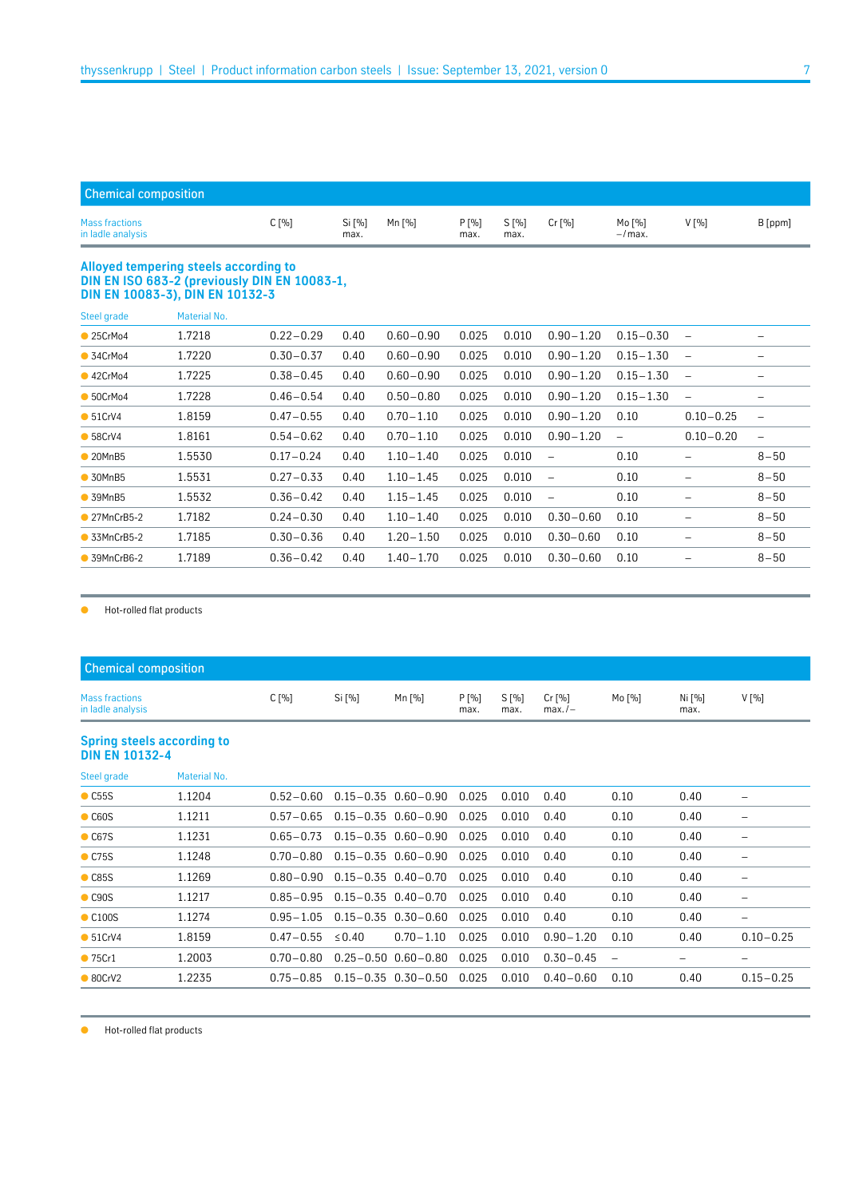## Chemical composition

| Mass fractions in ladle analysis | | C [%] | Si [%] max. | Mn [%] | P [%] max. | S [%] max. | Cr [%] | Mo [%] –/max. | V [%] | B [ppm] |
|---|---|---|---|---|---|---|---|---|---|---|
| **Alloyed tempering steels according to DIN EN ISO 683-2 (previously DIN EN 10083-1, DIN EN 10083-3), DIN EN 10132-3** | | | | | | | | | | |
| Steel grade | Material No. | | | | | | | | | |
| ● 25CrMo4 | 1.7218 | 0.22 – 0.29 | 0.40 | 0.60 – 0.90 | 0.025 | 0.010 | 0.90 – 1.20 | 0.15 – 0.30 | – | – |
| ● 34CrMo4 | 1.7220 | 0.30 – 0.37 | 0.40 | 0.60 – 0.90 | 0.025 | 0.010 | 0.90 – 1.20 | 0.15 – 1.30 | – | – |
| ● 42CrMo4 | 1.7225 | 0.38 – 0.45 | 0.40 | 0.60 – 0.90 | 0.025 | 0.010 | 0.90 – 1.20 | 0.15 – 1.30 | – | – |
| ● 50CrMo4 | 1.7228 | 0.46 – 0.54 | 0.40 | 0.50 – 0.80 | 0.025 | 0.010 | 0.90 – 1.20 | 0.15 – 1.30 | – | – |
| ● 51CrV4 | 1.8159 | 0.47 – 0.55 | 0.40 | 0.70 – 1.10 | 0.025 | 0.010 | 0.90 – 1.20 | 0.10 | 0.10 – 0.25 | – |
| ● 58CrV4 | 1.8161 | 0.54 – 0.62 | 0.40 | 0.70 – 1.10 | 0.025 | 0.010 | 0.90 – 1.20 | – | 0.10 – 0.20 | – |
| ● 20MnB5 | 1.5530 | 0.17 – 0.24 | 0.40 | 1.10 – 1.40 | 0.025 | 0.010 | – | 0.10 | – | 8 – 50 |
| ● 30MnB5 | 1.5531 | 0.27 – 0.33 | 0.40 | 1.10 – 1.45 | 0.025 | 0.010 | – | 0.10 | – | 8 – 50 |
| ● 39MnB5 | 1.5532 | 0.36 – 0.42 | 0.40 | 1.15 – 1.45 | 0.025 | 0.010 | – | 0.10 | – | 8 – 50 |
| ● 27MnCrB5-2 | 1.7182 | 0.24 – 0.30 | 0.40 | 1.10 – 1.40 | 0.025 | 0.010 | 0.30 – 0.60 | 0.10 | – | 8 – 50 |
| ● 33MnCrB5-2 | 1.7185 | 0.30 – 0.36 | 0.40 | 1.20 – 1.50 | 0.025 | 0.010 | 0.30 – 0.60 | 0.10 | – | 8 – 50 |
| ● 39MnCrB6-2 | 1.7189 | 0.36 – 0.42 | 0.40 | 1.40 – 1.70 | 0.025 | 0.010 | 0.30 – 0.60 | 0.10 | – | 8 – 50 |

● Hot-rolled flat products

## Chemical composition

| Mass fractions in ladle analysis | | C [%] | Si [%] | Mn [%] | P [%] max. | S [%] max. | Cr [%] max. / – | Mo [%] | Ni [%] max. | V [%] |
|---|---|---|---|---|---|---|---|---|---|---|
| **Spring steels according to DIN EN 10132-4** | | | | | | | | | | |
| Steel grade | Material No. | | | | | | | | | |
| ● C55S | 1.1204 | 0.52 – 0.60 | 0.15 – 0.35 | 0.60 – 0.90 | 0.025 | 0.010 | 0.40 | 0.10 | 0.40 | – |
| ● C60S | 1.1211 | 0.57 – 0.65 | 0.15 – 0.35 | 0.60 – 0.90 | 0.025 | 0.010 | 0.40 | 0.10 | 0.40 | – |
| ● C67S | 1.1231 | 0.65 – 0.73 | 0.15 – 0.35 | 0.60 – 0.90 | 0.025 | 0.010 | 0.40 | 0.10 | 0.40 | – |
| ● C75S | 1.1248 | 0.70 – 0.80 | 0.15 – 0.35 | 0.60 – 0.90 | 0.025 | 0.010 | 0.40 | 0.10 | 0.40 | – |
| ● C85S | 1.1269 | 0.80 – 0.90 | 0.15 – 0.35 | 0.40 – 0.70 | 0.025 | 0.010 | 0.40 | 0.10 | 0.40 | – |
| ● C90S | 1.1217 | 0.85 – 0.95 | 0.15 – 0.35 | 0.40 – 0.70 | 0.025 | 0.010 | 0.40 | 0.10 | 0.40 | – |
| ● C100S | 1.1274 | 0.95 – 1.05 | 0.15 – 0.35 | 0.30 – 0.60 | 0.025 | 0.010 | 0.40 | 0.10 | 0.40 | – |
| ● 51CrV4 | 1.8159 | 0.47 – 0.55 | ≤ 0.40 | 0.70 – 1.10 | 0.025 | 0.010 | 0.90 – 1.20 | 0.10 | 0.40 | 0.10 – 0.25 |
| ● 75Cr1 | 1.2003 | 0.70 – 0.80 | 0.25 – 0.50 | 0.60 – 0.80 | 0.025 | 0.010 | 0.30 – 0.45 | – | – | – |
| ● 80CrV2 | 1.2235 | 0.75 – 0.85 | 0.15 – 0.35 | 0.30 – 0.50 | 0.025 | 0.010 | 0.40 – 0.60 | 0.10 | 0.40 | 0.15 – 0.25 |

● Hot-rolled flat products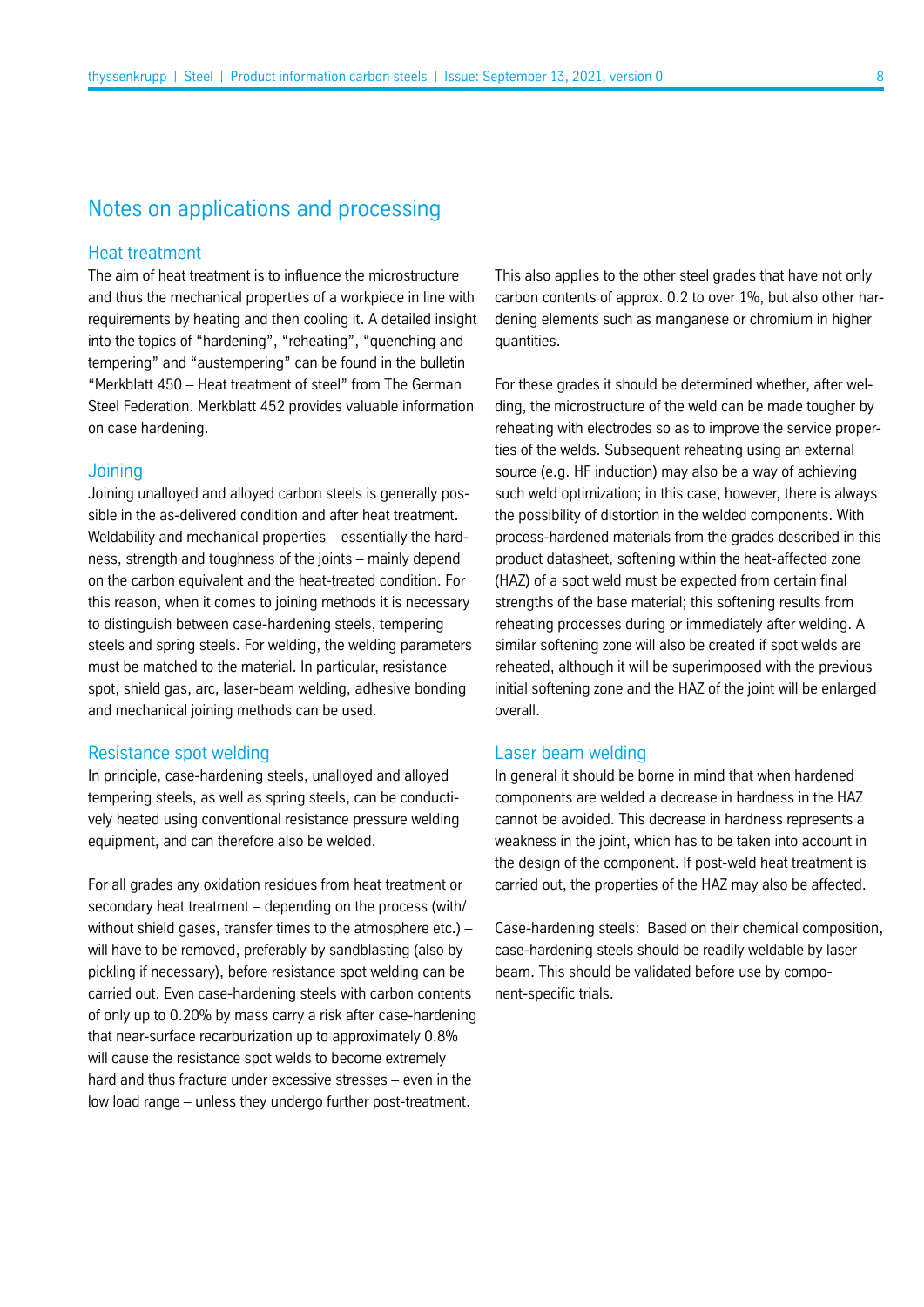# Notes on applications and processing

## Heat treatment

The aim of heat treatment is to influence the microstructure and thus the mechanical properties of a workpiece in line with requirements by heating and then cooling it. A detailed insight into the topics of "hardening", "reheating", "quenching and tempering" and "austempering" can be found in the bulletin "Merkblatt 450 – Heat treatment of steel" from The German Steel Federation. Merkblatt 452 provides valuable information on case hardening.

## Joining

Joining unalloyed and alloyed carbon steels is generally possible in the as-delivered condition and after heat treatment. Weldability and mechanical properties – essentially the hardness, strength and toughness of the joints – mainly depend on the carbon equivalent and the heat-treated condition. For this reason, when it comes to joining methods it is necessary to distinguish between case-hardening steels, tempering steels and spring steels. For welding, the welding parameters must be matched to the material. In particular, resistance spot, shield gas, arc, laser-beam welding, adhesive bonding and mechanical joining methods can be used.

## Resistance spot welding

In principle, case-hardening steels, unalloyed and alloyed tempering steels, as well as spring steels, can be conductively heated using conventional resistance pressure welding equipment, and can therefore also be welded.

For all grades any oxidation residues from heat treatment or secondary heat treatment – depending on the process (with/without shield gases, transfer times to the atmosphere etc.) – will have to be removed, preferably by sandblasting (also by pickling if necessary), before resistance spot welding can be carried out. Even case-hardening steels with carbon contents of only up to 0.20% by mass carry a risk after case-hardening that near-surface recarburization up to approximately 0.8% will cause the resistance spot welds to become extremely hard and thus fracture under excessive stresses – even in the low load range – unless they undergo further post-treatment.

This also applies to the other steel grades that have not only carbon contents of approx. 0.2 to over 1%, but also other hardening elements such as manganese or chromium in higher quantities.

For these grades it should be determined whether, after welding, the microstructure of the weld can be made tougher by reheating with electrodes so as to improve the service properties of the welds. Subsequent reheating using an external source (e.g. HF induction) may also be a way of achieving such weld optimization; in this case, however, there is always the possibility of distortion in the welded components. With process-hardened materials from the grades described in this product datasheet, softening within the heat-affected zone (HAZ) of a spot weld must be expected from certain final strengths of the base material; this softening results from reheating processes during or immediately after welding. A similar softening zone will also be created if spot welds are reheated, although it will be superimposed with the previous initial softening zone and the HAZ of the joint will be enlarged overall.

## Laser beam welding

In general it should be borne in mind that when hardened components are welded a decrease in hardness in the HAZ cannot be avoided. This decrease in hardness represents a weakness in the joint, which has to be taken into account in the design of the component. If post-weld heat treatment is carried out, the properties of the HAZ may also be affected.

Case-hardening steels: Based on their chemical composition, case-hardening steels should be readily weldable by laser beam. This should be validated before use by component-specific trials.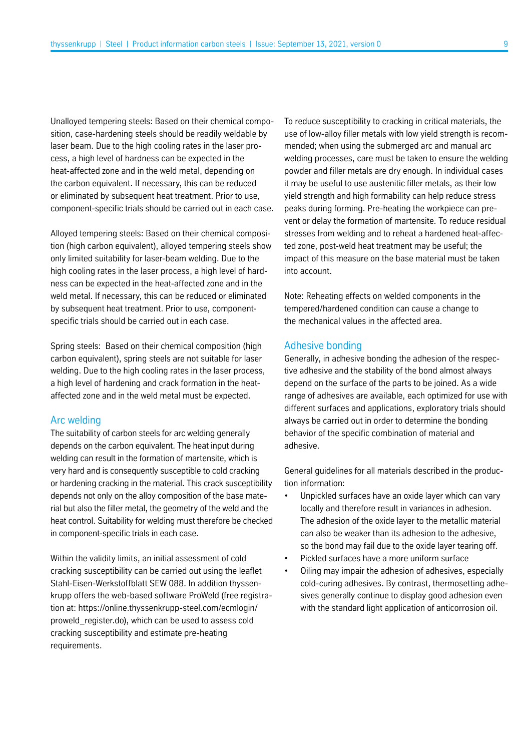Unalloyed tempering steels: Based on their chemical composition, case-hardening steels should be readily weldable by laser beam. Due to the high cooling rates in the laser process, a high level of hardness can be expected in the heat-affected zone and in the weld metal, depending on the carbon equivalent. If necessary, this can be reduced or eliminated by subsequent heat treatment. Prior to use, component-specific trials should be carried out in each case.

Alloyed tempering steels: Based on their chemical composition (high carbon equivalent), alloyed tempering steels show only limited suitability for laser-beam welding. Due to the high cooling rates in the laser process, a high level of hardness can be expected in the heat-affected zone and in the weld metal. If necessary, this can be reduced or eliminated by subsequent heat treatment. Prior to use, component-specific trials should be carried out in each case.

Spring steels: Based on their chemical composition (high carbon equivalent), spring steels are not suitable for laser welding. Due to the high cooling rates in the laser process, a high level of hardening and crack formation in the heat-affected zone and in the weld metal must be expected.

## Arc welding

The suitability of carbon steels for arc welding generally depends on the carbon equivalent. The heat input during welding can result in the formation of martensite, which is very hard and is consequently susceptible to cold cracking or hardening cracking in the material. This crack susceptibility depends not only on the alloy composition of the base material but also the filler metal, the geometry of the weld and the heat control. Suitability for welding must therefore be checked in component-specific trials in each case.

Within the validity limits, an initial assessment of cold cracking susceptibility can be carried out using the leaflet Stahl-Eisen-Werkstoffblatt SEW 088. In addition thyssenkrupp offers the web-based software ProWeld (free registration at: https://online.thyssenkrupp-steel.com/ecmlogin/proweld_register.do), which can be used to assess cold cracking susceptibility and estimate pre-heating requirements.

To reduce susceptibility to cracking in critical materials, the use of low-alloy filler metals with low yield strength is recommended; when using the submerged arc and manual arc welding processes, care must be taken to ensure the welding powder and filler metals are dry enough. In individual cases it may be useful to use austenitic filler metals, as their low yield strength and high formability can help reduce stress peaks during forming. Pre-heating the workpiece can prevent or delay the formation of martensite. To reduce residual stresses from welding and to reheat a hardened heat-affected zone, post-weld heat treatment may be useful; the impact of this measure on the base material must be taken into account.

Note: Reheating effects on welded components in the tempered/hardened condition can cause a change to the mechanical values in the affected area.

## Adhesive bonding

Generally, in adhesive bonding the adhesion of the respective adhesive and the stability of the bond almost always depend on the surface of the parts to be joined. As a wide range of adhesives are available, each optimized for use with different surfaces and applications, exploratory trials should always be carried out in order to determine the bonding behavior of the specific combination of material and adhesive.

General guidelines for all materials described in the production information:

- Unpickled surfaces have an oxide layer which can vary locally and therefore result in variances in adhesion. The adhesion of the oxide layer to the metallic material can also be weaker than its adhesion to the adhesive, so the bond may fail due to the oxide layer tearing off.
- Pickled surfaces have a more uniform surface
- Oiling may impair the adhesion of adhesives, especially cold-curing adhesives. By contrast, thermosetting adhesives generally continue to display good adhesion even with the standard light application of anticorrosion oil.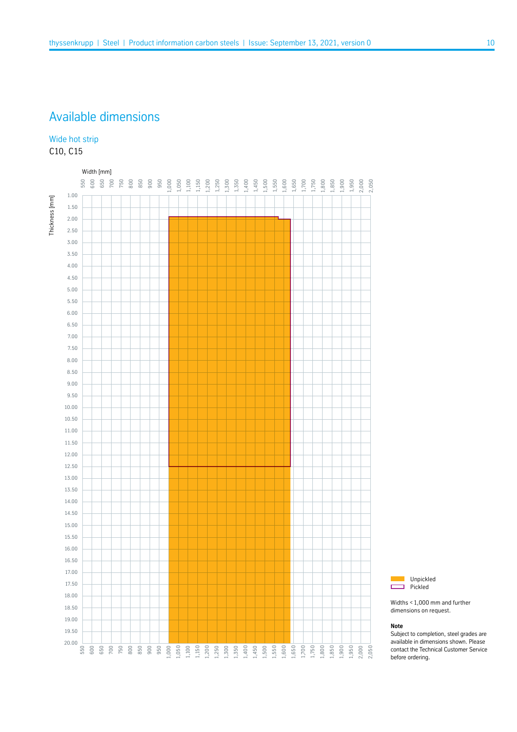# Available dimensions

## Wide hot strip

C10, C15

Width [mm]

Thickness [mm]

Unpickled

Pickled

Widths < 1,000 mm and further dimensions on request.

**Note**

Subject to completion, steel grades are available in dimensions shown. Please contact the Technical Customer Service before ordering.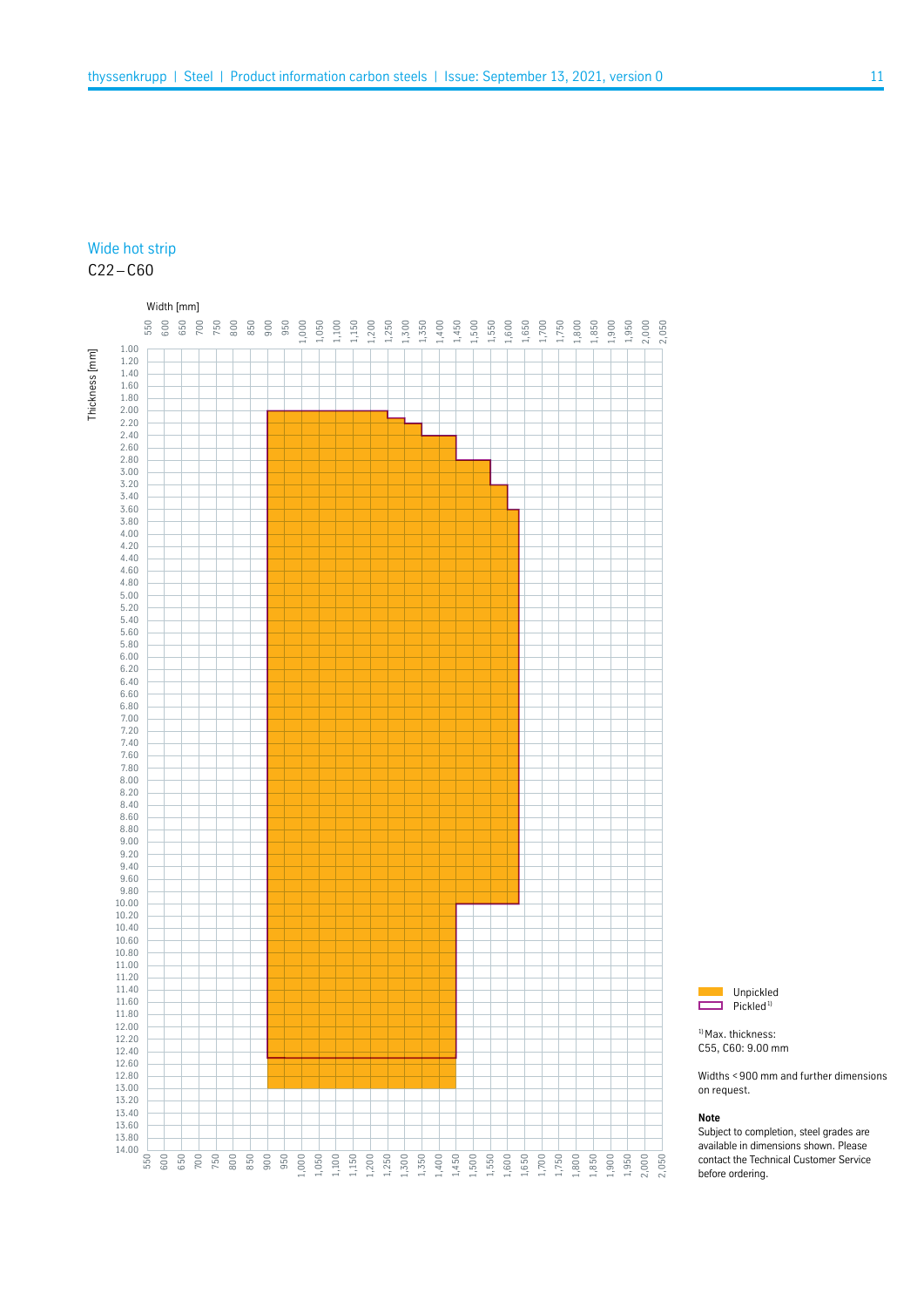## Wide hot strip

C22 – C60

Width [mm]

Thickness [mm]

Unpickled

Pickled[1)]

[1)] Max. thickness:
C55, C60: 9.00 mm

Widths < 900 mm and further dimensions on request.

**Note**

Subject to completion, steel grades are available in dimensions shown. Please contact the Technical Customer Service before ordering.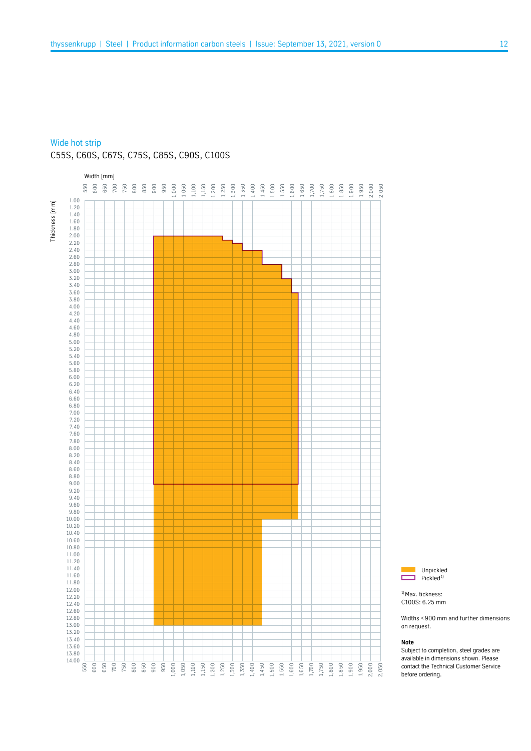## Wide hot strip

C55S, C60S, C67S, C75S, C85S, C90S, C100S

Width [mm]

Thickness [mm]

Unpickled

Pickled[1]

[1] Max. tickness:
C100S: 6.25 mm

Widths < 900 mm and further dimensions on request.

**Note**

Subject to completion, steel grades are available in dimensions shown. Please contact the Technical Customer Service before ordering.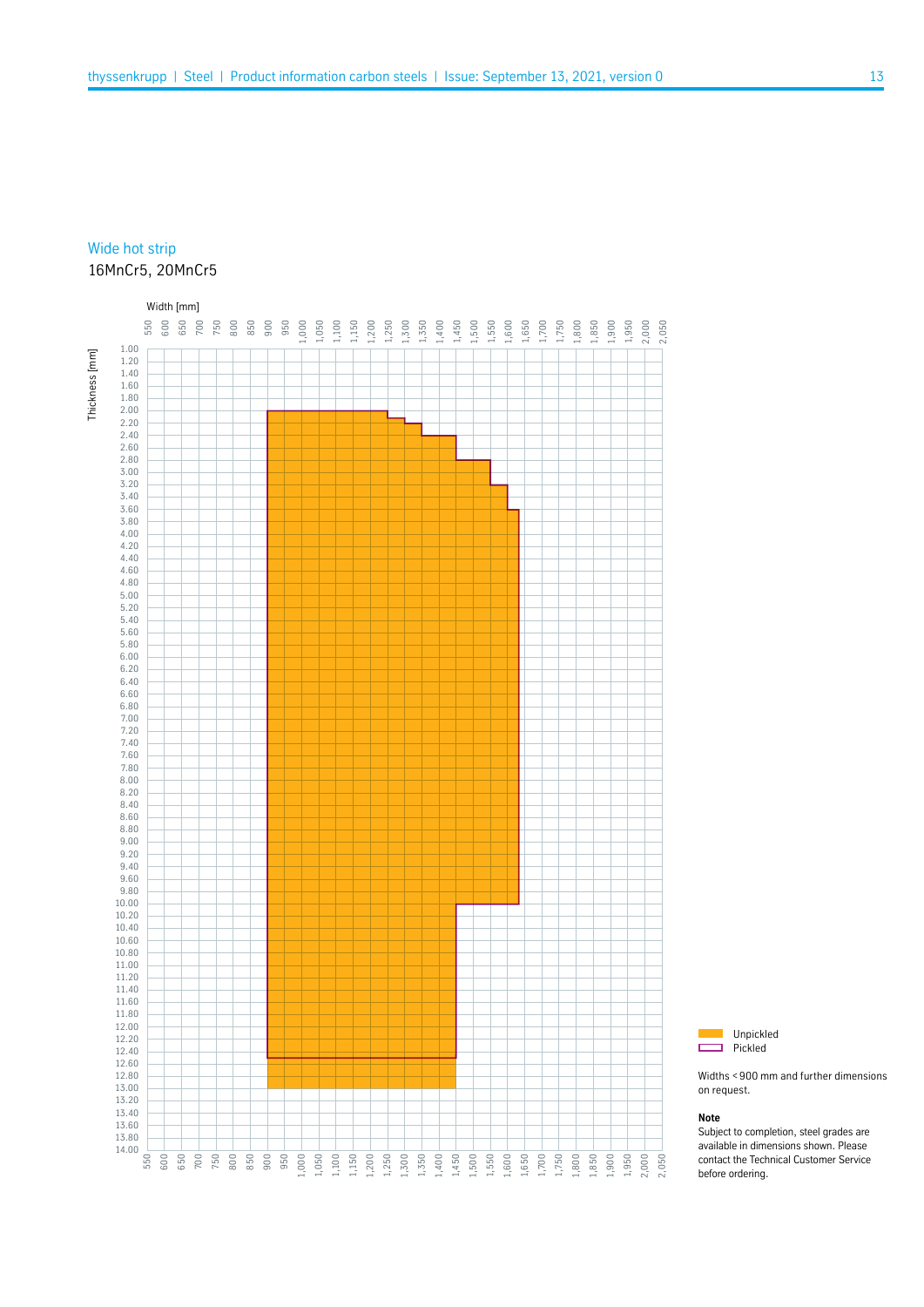## Wide hot strip

16MnCr5, 20MnCr5

Width [mm]

Thickness [mm]

Unpickled

Pickled

Widths < 900 mm and further dimensions on request.

**Note**

Subject to completion, steel grades are available in dimensions shown. Please contact the Technical Customer Service before ordering.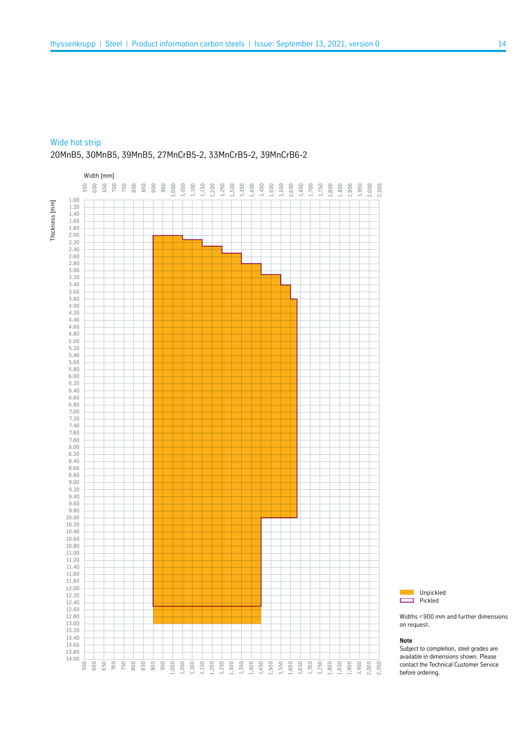## Wide hot strip

20MnB5, 30MnB5, 39MnB5, 27MnCrB5-2, 33MnCrB5-2, 39MnCrB6-2

Width [mm]

Thickness [mm]

Unpickled

Pickled

Widths < 900 mm and further dimensions on request.

**Note**

Subject to completion, steel grades are available in dimensions shown. Please contact the Technical Customer Service before ordering.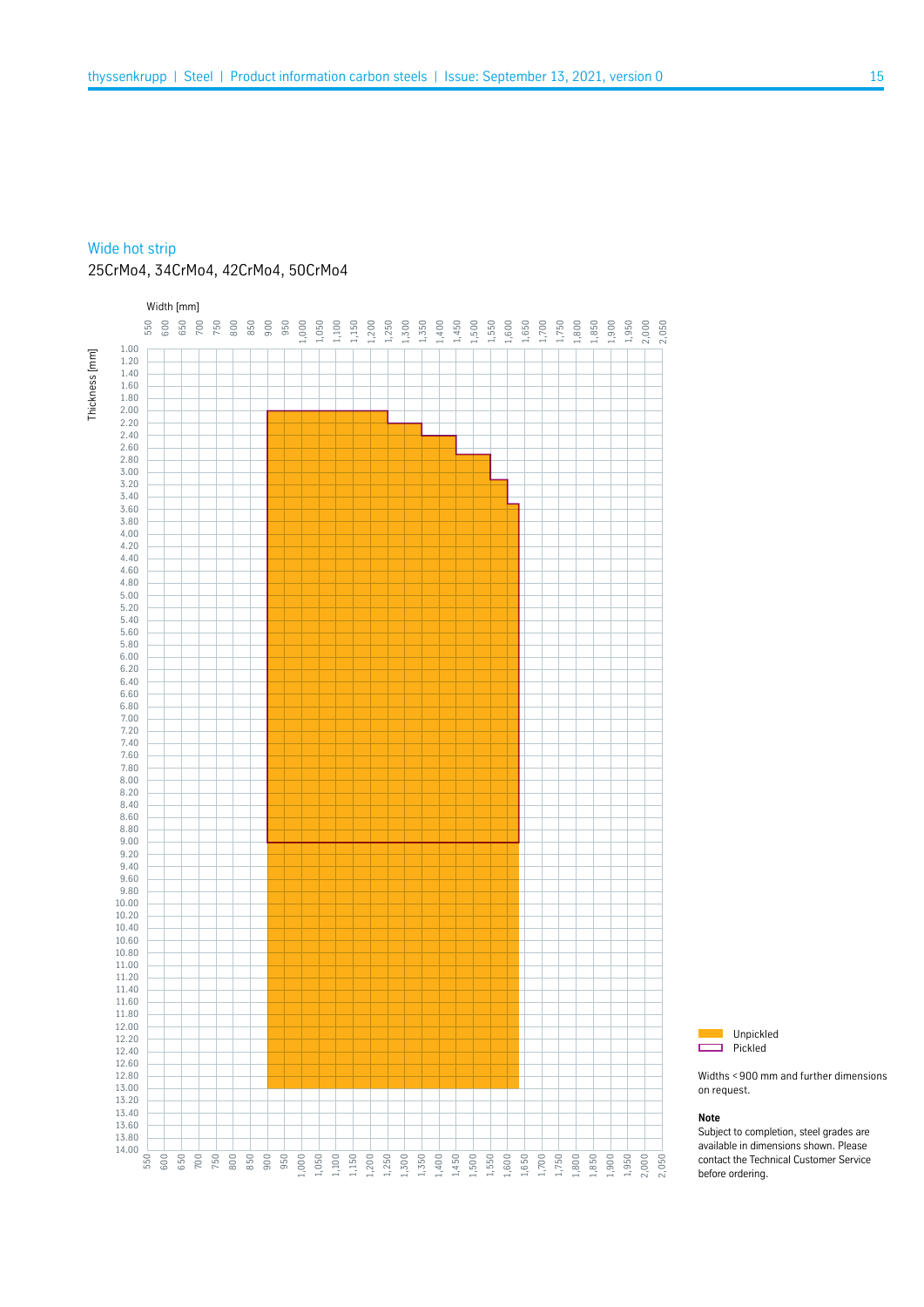## Wide hot strip

25CrMo4, 34CrMo4, 42CrMo4, 50CrMo4

Width [mm]

Thickness [mm]

Unpickled

Pickled

Widths < 900 mm and further dimensions on request.

**Note**

Subject to completion, steel grades are available in dimensions shown. Please contact the Technical Customer Service before ordering.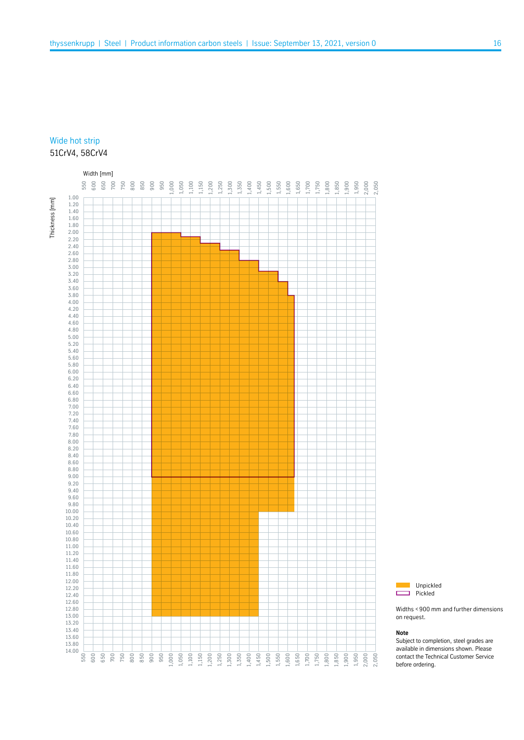## Wide hot strip

51CrV4, 58CrV4

Width [mm]

Thickness [mm]

- Unpickled
- Pickled

Widths < 900 mm and further dimensions on request.

**Note**

Subject to completion, steel grades are available in dimensions shown. Please contact the Technical Customer Service before ordering.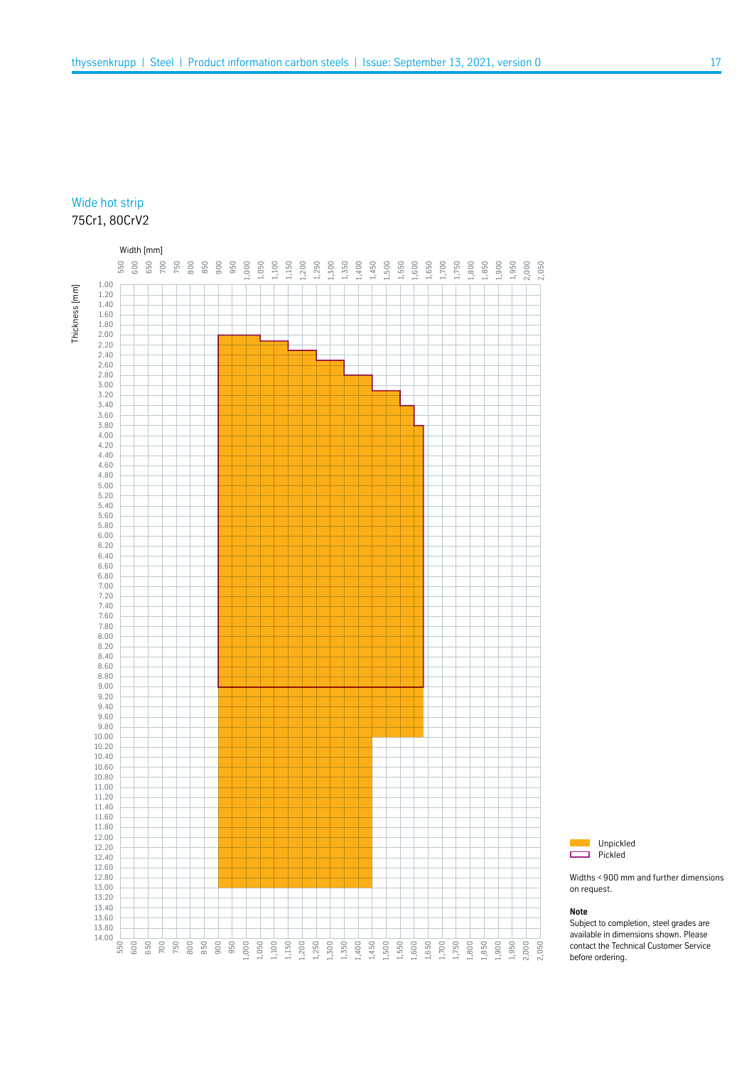## Wide hot strip

75Cr1, 80CrV2

Width [mm]

Thickness [mm]

- Unpickled
- Pickled

Widths < 900 mm and further dimensions on request.

**Note**

Subject to completion, steel grades are available in dimensions shown. Please contact the Technical Customer Service before ordering.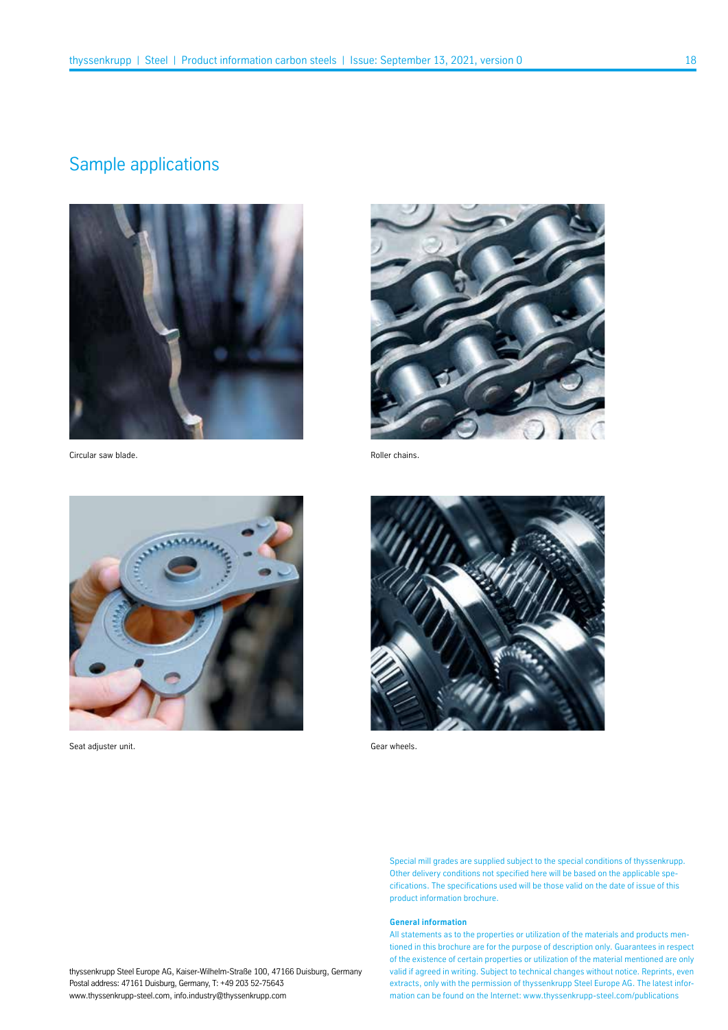## Sample applications

Circular saw blade.

Roller chains.

Seat adjuster unit.

Gear wheels.

Special mill grades are supplied subject to the special conditions of thyssenkrupp. Other delivery conditions not specified here will be based on the applicable specifications. The specifications used will be those valid on the date of issue of this product information brochure.

**General information**

All statements as to the properties or utilization of the materials and products mentioned in this brochure are for the purpose of description only. Guarantees in respect of the existence of certain properties or utilization of the material mentioned are only valid if agreed in writing. Subject to technical changes without notice. Reprints, even extracts, only with the permission of thyssenkrupp Steel Europe AG. The latest information can be found on the Internet: www.thyssenkrupp-steel.com/publications

thyssenkrupp Steel Europe AG, Kaiser-Wilhelm-Straße 100, 47166 Duisburg, Germany
Postal address: 47161 Duisburg, Germany, T: +49 203 52-75643
www.thyssenkrupp-steel.com, info.industry@thyssenkrupp.com